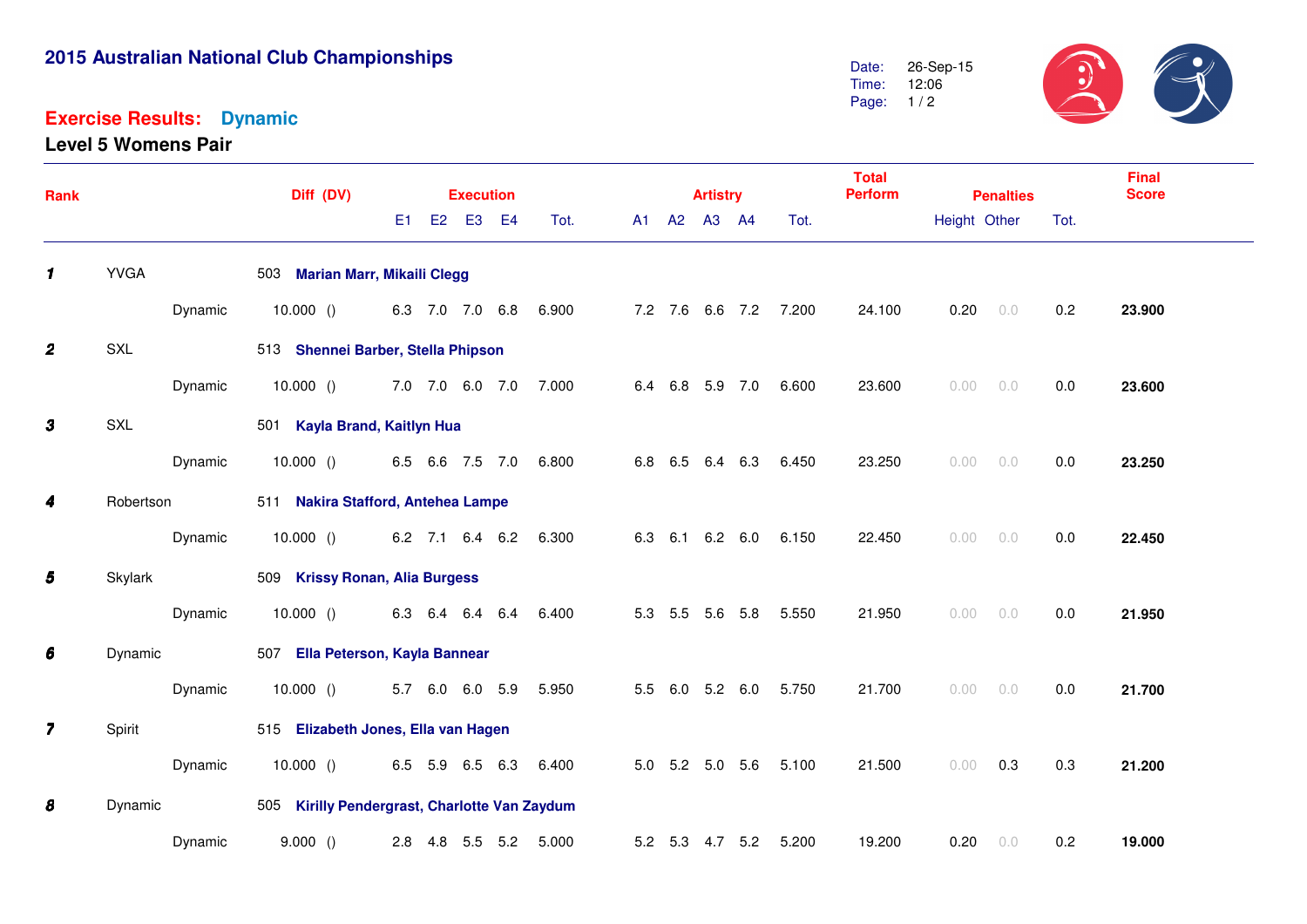# 2015 Australian National Club Championships

Date: 26-Sep-15
Time: 12:06

## Exercise Results: Dynamic

### Level 5 Womens Pair

| Rank | Club | | Diff (DV) | Execution E1 | E2 | E3 | E4 | Tot. | Artistry A1 | A2 | A3 | A4 | Tot. | Total Perform | Penalties Height | Other | Tot. | Final Score |
|---|---|---|---|---|---|---|---|---|---|---|---|---|---|---|---|---|---|---|
| 1 | YVGA | 503 **Marian Marr, Mikaili Clegg** | | | | | | | | | | | | | | | | |
| | | Dynamic | 10.000 () | 6.3 | 7.0 | 7.0 | 6.8 | 6.900 | 7.2 | 7.6 | 6.6 | 7.2 | 7.200 | 24.100 | 0.20 | 0.0 | 0.2 | **23.900** |
| 2 | SXL | 513 **Shennei Barber, Stella Phipson** | | | | | | | | | | | | | | | | |
| | | Dynamic | 10.000 () | 7.0 | 7.0 | 6.0 | 7.0 | 7.000 | 6.4 | 6.8 | 5.9 | 7.0 | 6.600 | 23.600 | 0.00 | 0.0 | 0.0 | **23.600** |
| 3 | SXL | 501 **Kayla Brand, Kaitlyn Hua** | | | | | | | | | | | | | | | | |
| | | Dynamic | 10.000 () | 6.5 | 6.6 | 7.5 | 7.0 | 6.800 | 6.8 | 6.5 | 6.4 | 6.3 | 6.450 | 23.250 | 0.00 | 0.0 | 0.0 | **23.250** |
| 4 | Robertson | 511 **Nakira Stafford, Antehea Lampe** | | | | | | | | | | | | | | | | |
| | | Dynamic | 10.000 () | 6.2 | 7.1 | 6.4 | 6.2 | 6.300 | 6.3 | 6.1 | 6.2 | 6.0 | 6.150 | 22.450 | 0.00 | 0.0 | 0.0 | **22.450** |
| 5 | Skylark | 509 **Krissy Ronan, Alia Burgess** | | | | | | | | | | | | | | | | |
| | | Dynamic | 10.000 () | 6.3 | 6.4 | 6.4 | 6.4 | 6.400 | 5.3 | 5.5 | 5.6 | 5.8 | 5.550 | 21.950 | 0.00 | 0.0 | 0.0 | **21.950** |
| 6 | Dynamic | 507 **Ella Peterson, Kayla Bannear** | | | | | | | | | | | | | | | | |
| | | Dynamic | 10.000 () | 5.7 | 6.0 | 6.0 | 5.9 | 5.950 | 5.5 | 6.0 | 5.2 | 6.0 | 5.750 | 21.700 | 0.00 | 0.0 | 0.0 | **21.700** |
| 7 | Spirit | 515 **Elizabeth Jones, Ella van Hagen** | | | | | | | | | | | | | | | | |
| | | Dynamic | 10.000 () | 6.5 | 5.9 | 6.5 | 6.3 | 6.400 | 5.0 | 5.2 | 5.0 | 5.6 | 5.100 | 21.500 | 0.00 | 0.3 | 0.3 | **21.200** |
| 8 | Dynamic | 505 **Kirilly Pendergrast, Charlotte Van Zaydum** | | | | | | | | | | | | | | | | |
| | | Dynamic | 9.000 () | 2.8 | 4.8 | 5.5 | 5.2 | 5.000 | 5.2 | 5.3 | 4.7 | 5.2 | 5.200 | 19.200 | 0.20 | 0.0 | 0.2 | **19.000** |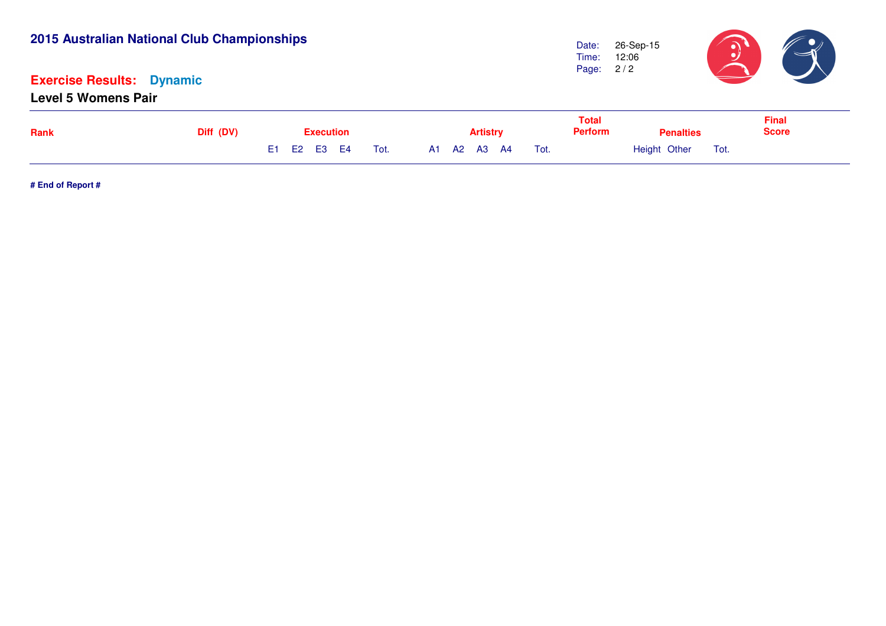## 2015 Australian National Club Championships

Date: 26-Sep-15
Time: 12:06

### Exercise Results: Dynamic

### Level 5 Womens Pair

| Rank | Diff (DV) | Execution | | | | | Artistry | | | | | Total Perform | Penalties | | | Final Score |
|---|---|---|---|---|---|---|---|---|---|---|---|---|---|---|---|---|
| | | E1 | E2 | E3 | E4 | Tot. | A1 | A2 | A3 | A4 | Tot. | | Height | Other | Tot. | |

**# End of Report #**